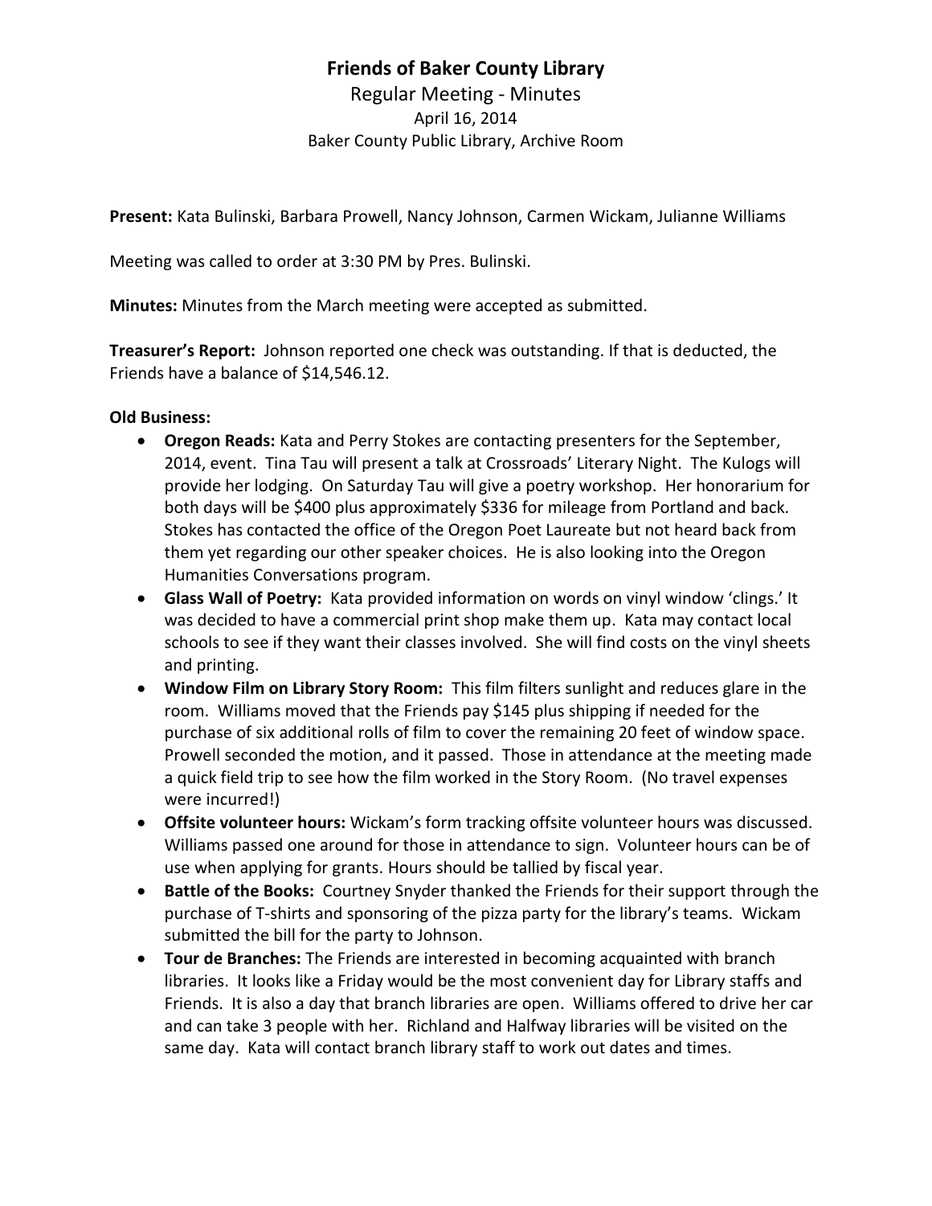# Friends of Baker County Library

Regular Meeting - Minutes
April 16, 2014
Baker County Public Library, Archive Room

**Present:** Kata Bulinski, Barbara Prowell, Nancy Johnson, Carmen Wickam, Julianne Williams

Meeting was called to order at 3:30 PM by Pres. Bulinski.

**Minutes:** Minutes from the March meeting were accepted as submitted.

**Treasurer's Report:** Johnson reported one check was outstanding. If that is deducted, the Friends have a balance of $14,546.12.

**Old Business:**

- **Oregon Reads:** Kata and Perry Stokes are contacting presenters for the September, 2014, event. Tina Tau will present a talk at Crossroads' Literary Night. The Kulogs will provide her lodging. On Saturday Tau will give a poetry workshop. Her honorarium for both days will be $400 plus approximately $336 for mileage from Portland and back. Stokes has contacted the office of the Oregon Poet Laureate but not heard back from them yet regarding our other speaker choices. He is also looking into the Oregon Humanities Conversations program.
- **Glass Wall of Poetry:** Kata provided information on words on vinyl window 'clings.' It was decided to have a commercial print shop make them up. Kata may contact local schools to see if they want their classes involved. She will find costs on the vinyl sheets and printing.
- **Window Film on Library Story Room:** This film filters sunlight and reduces glare in the room. Williams moved that the Friends pay $145 plus shipping if needed for the purchase of six additional rolls of film to cover the remaining 20 feet of window space. Prowell seconded the motion, and it passed. Those in attendance at the meeting made a quick field trip to see how the film worked in the Story Room. (No travel expenses were incurred!)
- **Offsite volunteer hours:** Wickam's form tracking offsite volunteer hours was discussed. Williams passed one around for those in attendance to sign. Volunteer hours can be of use when applying for grants. Hours should be tallied by fiscal year.
- **Battle of the Books:** Courtney Snyder thanked the Friends for their support through the purchase of T-shirts and sponsoring of the pizza party for the library's teams. Wickam submitted the bill for the party to Johnson.
- **Tour de Branches:** The Friends are interested in becoming acquainted with branch libraries. It looks like a Friday would be the most convenient day for Library staffs and Friends. It is also a day that branch libraries are open. Williams offered to drive her car and can take 3 people with her. Richland and Halfway libraries will be visited on the same day. Kata will contact branch library staff to work out dates and times.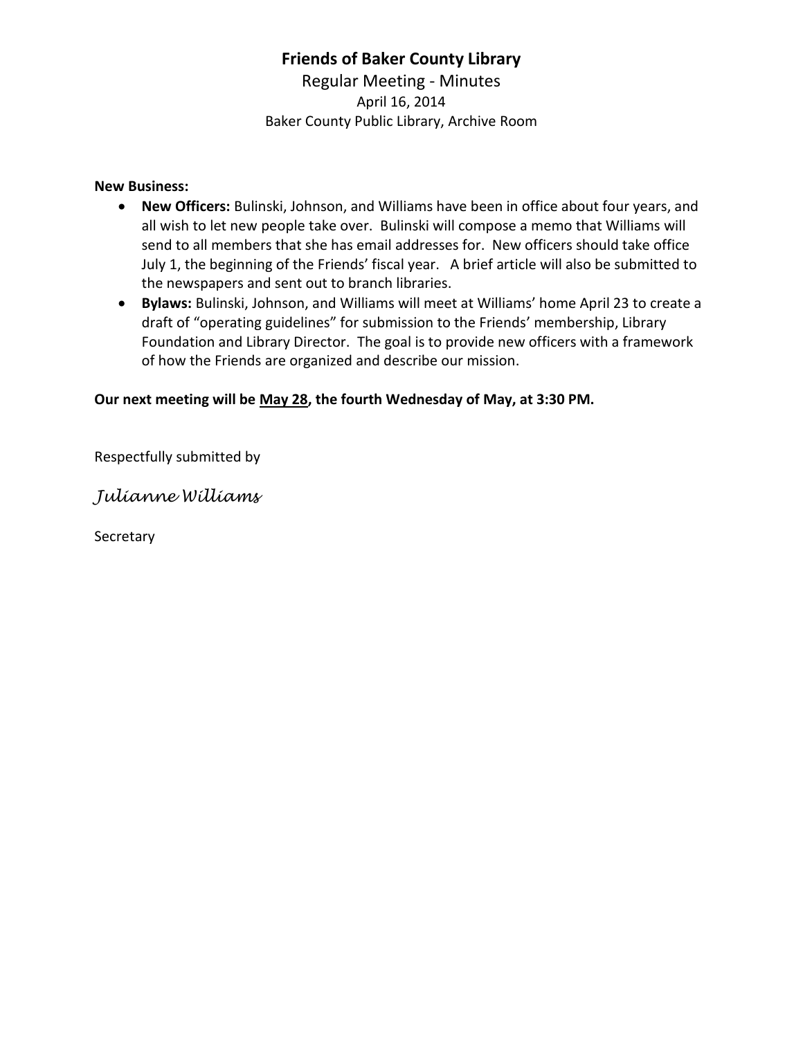**Friends of Baker County Library**

Regular Meeting - Minutes

April 16, 2014

Baker County Public Library, Archive Room

**New Business:**

- **New Officers:** Bulinski, Johnson, and Williams have been in office about four years, and all wish to let new people take over. Bulinski will compose a memo that Williams will send to all members that she has email addresses for. New officers should take office July 1, the beginning of the Friends' fiscal year. A brief article will also be submitted to the newspapers and sent out to branch libraries.
- **Bylaws:** Bulinski, Johnson, and Williams will meet at Williams' home April 23 to create a draft of "operating guidelines" for submission to the Friends' membership, Library Foundation and Library Director. The goal is to provide new officers with a framework of how the Friends are organized and describe our mission.

**Our next meeting will be <u>May 28</u>, the fourth Wednesday of May, at 3:30 PM.**

Respectfully submitted by

*Julianne Williams*

Secretary